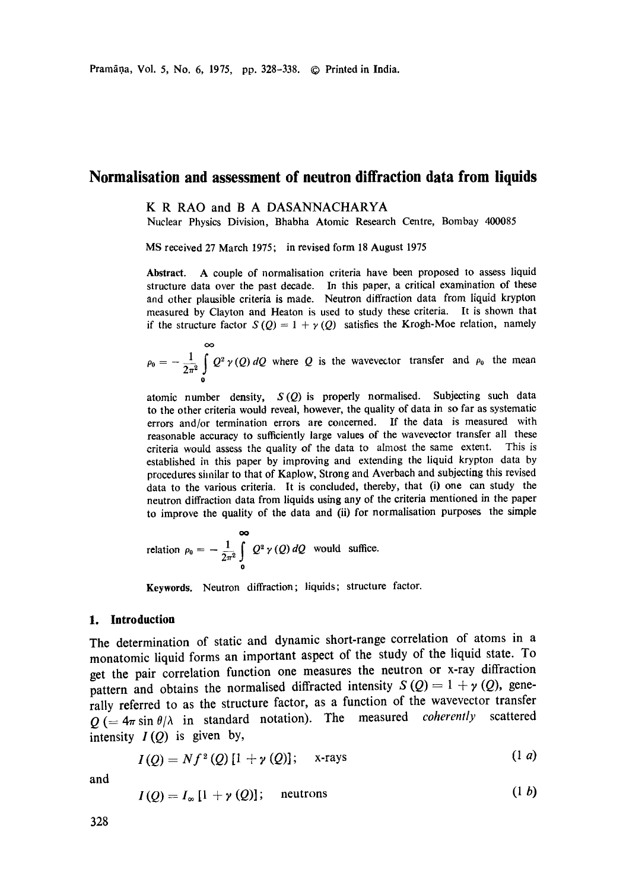# Normalisation and assessment of neutron diffraction data from liquids

K R RAO and B A DASANNACHARYA

Nuclear Physics Division, Bhabha Atomic Research Centre, Bombay 400085

MS received 27 March 1975; in revised form 18 August 1975

**Abstract.** A couple of normalisation criteria have been proposed to assess liquid structure data over the past decade. In this paper, a critical examination of these and other plausible criteria is made. Neutron diffraction data from liquid krypton measured by Clayton and Heaton is used to study these criteria. It is shown that if the structure factor $S(Q) = 1 + \gamma(Q)$ satisfies the Krogh-Moe relation, namely

$$\rho_0 = -\frac{1}{2\pi^2}\int_0^\infty Q^2\gamma(Q)\,dQ$$

where $Q$ is the wavevector transfer and $\rho_0$ the mean atomic number density, $S(Q)$ is properly normalised. Subjecting such data to the other criteria would reveal, however, the quality of data in so far as systematic errors and/or termination errors are concerned. If the data is measured with reasonable accuracy to sufficiently large values of the wavevector transfer all these criteria would assess the quality of the data to almost the same extent. This is established in this paper by improving and extending the liquid krypton data by procedures similar to that of Kaplow, Strong and Averbach and subjecting this revised data to the various criteria. It is concluded, thereby, that (i) one can study the neutron diffraction data from liquids using any of the criteria mentioned in the paper to improve the quality of the data and (ii) for normalisation purposes the simple relation

$$\rho_0 = -\frac{1}{2\pi^2}\int_0^\infty Q^2\gamma(Q)\,dQ$$

would suffice.

**Keywords.** Neutron diffraction; liquids; structure factor.

## 1. Introduction

The determination of static and dynamic short-range correlation of atoms in a monatomic liquid forms an important aspect of the study of the liquid state. To get the pair correlation function one measures the neutron or x-ray diffraction pattern and obtains the normalised diffracted intensity $S(Q) = 1 + \gamma(Q)$, generally referred to as the structure factor, as a function of the wavevector transfer $Q$ $(= 4\pi \sin\theta/\lambda$ in standard notation). The measured *coherently* scattered intensity $I(Q)$ is given by,

$$I(Q) = Nf^2(Q)\,[1 + \gamma(Q)]; \quad \text{x-rays} \tag{1 a}$$

and

$$I(Q) = I_\infty\,[1 + \gamma(Q)]; \quad \text{neutrons} \tag{1 b}$$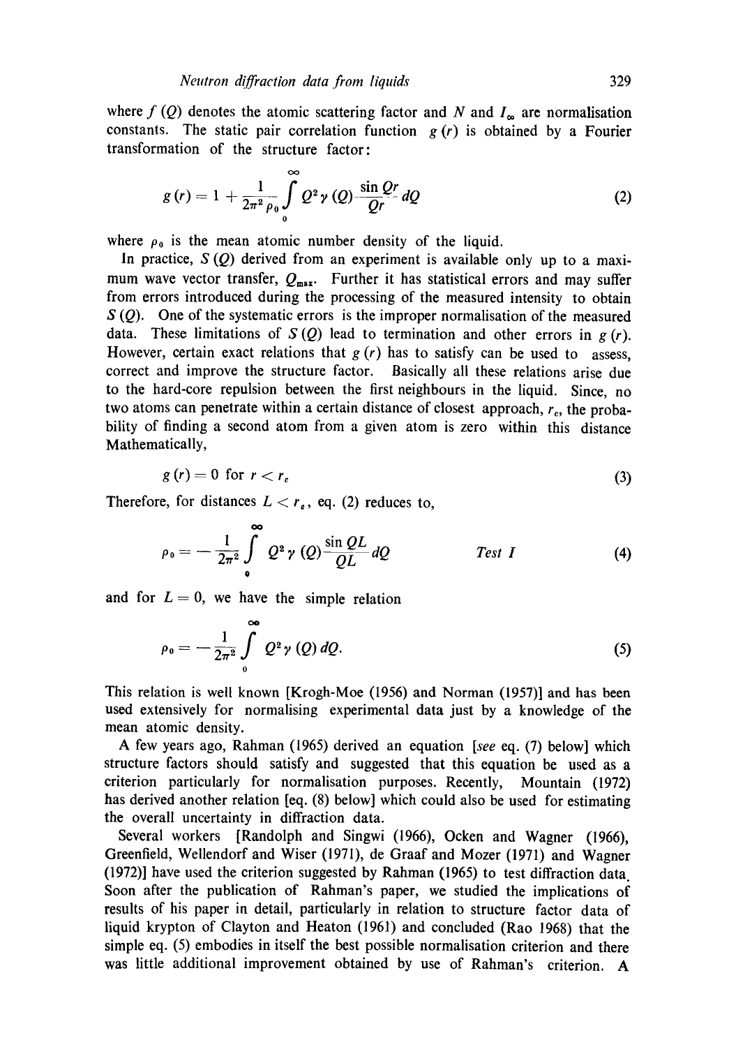where $f(Q)$ denotes the atomic scattering factor and $N$ and $I_\infty$ are normalisation constants. The static pair correlation function $g(r)$ is obtained by a Fourier transformation of the structure factor:

$$g(r) = 1 + \frac{1}{2\pi^2 \rho_0} \int_0^\infty Q^2 \gamma(Q) \frac{\sin Qr}{Qr} dQ \tag{2}$$

where $\rho_0$ is the mean atomic number density of the liquid.

In practice, $S(Q)$ derived from an experiment is available only up to a maximum wave vector transfer, $Q_{max}$. Further it has statistical errors and may suffer from errors introduced during the processing of the measured intensity to obtain $S(Q)$. One of the systematic errors is the improper normalisation of the measured data. These limitations of $S(Q)$ lead to termination and other errors in $g(r)$. However, certain exact relations that $g(r)$ has to satisfy can be used to assess, correct and improve the structure factor. Basically all these relations arise due to the hard-core repulsion between the first neighbours in the liquid. Since, no two atoms can penetrate within a certain distance of closest approach, $r_c$, the probability of finding a second atom from a given atom is zero within this distance Mathematically,

$$g(r) = 0 \text{ for } r < r_c \tag{3}$$

Therefore, for distances $L < r_c$, eq. (2) reduces to,

$$\rho_0 = -\frac{1}{2\pi^2} \int_0^\infty Q^2 \gamma(Q) \frac{\sin QL}{QL} dQ \qquad \textit{Test I} \tag{4}$$

and for $L = 0$, we have the simple relation

$$\rho_0 = -\frac{1}{2\pi^2} \int_0^\infty Q^2 \gamma(Q)\, dQ. \tag{5}$$

This relation is well known [Krogh-Moe (1956) and Norman (1957)] and has been used extensively for normalising experimental data just by a knowledge of the mean atomic density.

A few years ago, Rahman (1965) derived an equation [*see* eq. (7) below] which structure factors should satisfy and suggested that this equation be used as a criterion particularly for normalisation purposes. Recently, Mountain (1972) has derived another relation [eq. (8) below] which could also be used for estimating the overall uncertainty in diffraction data.

Several workers [Randolph and Singwi (1966), Ocken and Wagner (1966), Greenfield, Wellendorf and Wiser (1971), de Graaf and Mozer (1971) and Wagner (1972)] have used the criterion suggested by Rahman (1965) to test diffraction data. Soon after the publication of Rahman's paper, we studied the implications of results of his paper in detail, particularly in relation to structure factor data of liquid krypton of Clayton and Heaton (1961) and concluded (Rao 1968) that the simple eq. (5) embodies in itself the best possible normalisation criterion and there was little additional improvement obtained by use of Rahman's criterion. A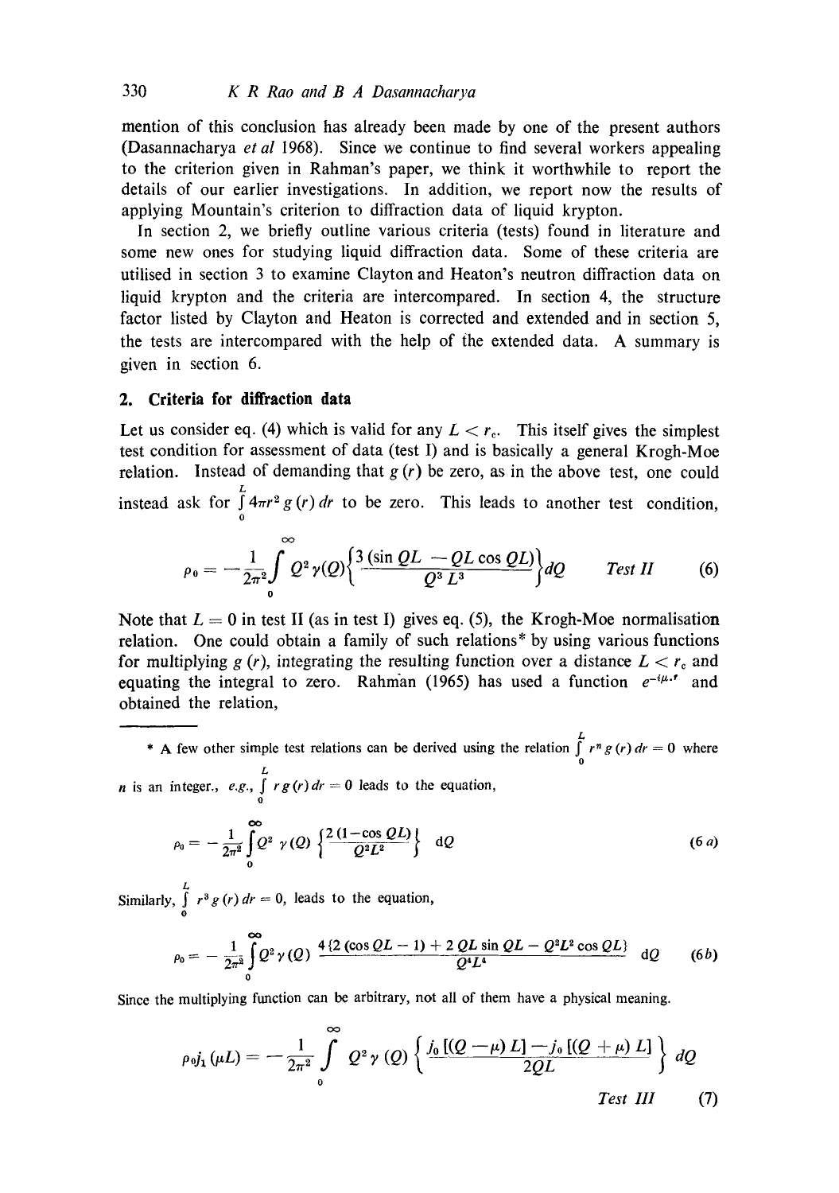mention of this conclusion has already been made by one of the present authors (Dasannacharya *et al* 1968). Since we continue to find several workers appealing to the criterion given in Rahman's paper, we think it worthwhile to report the details of our earlier investigations. In addition, we report now the results of applying Mountain's criterion to diffraction data of liquid krypton.

In section 2, we briefly outline various criteria (tests) found in literature and some new ones for studying liquid diffraction data. Some of these criteria are utilised in section 3 to examine Clayton and Heaton's neutron diffraction data on liquid krypton and the criteria are intercompared. In section 4, the structure factor listed by Clayton and Heaton is corrected and extended and in section 5, the tests are intercompared with the help of the extended data. A summary is given in section 6.

## 2. Criteria for diffraction data

Let us consider eq. (4) which is valid for any $L < r_c$. This itself gives the simplest test condition for assessment of data (test I) and is basically a general Krogh-Moe relation. Instead of demanding that $g(r)$ be zero, as in the above test, one could instead ask for $\int_0^L 4\pi r^2 g(r)\,dr$ to be zero. This leads to another test condition,

$$\rho_0 = -\frac{1}{2\pi^2}\int_0^\infty Q^2\gamma(Q)\left\{\frac{3(\sin QL - QL\cos QL)}{Q^3L^3}\right\}dQ \qquad \textit{Test II} \qquad (6)$$

Note that $L = 0$ in test II (as in test I) gives eq. (5), the Krogh-Moe normalisation relation. One could obtain a family of such relations* by using various functions for multiplying $g(r)$, integrating the resulting function over a distance $L < r_c$ and equating the integral to zero. Rahman (1965) has used a function $e^{-i\mu\cdot r}$ and obtained the relation,

$$\rho_0 j_1(\mu L) = -\frac{1}{2\pi^2}\int_0^\infty Q^2\gamma(Q)\left\{\frac{j_0[(Q-\mu)L] - j_0[(Q+\mu)L]}{2QL}\right\}dQ \qquad \textit{Test III} \qquad (7)$$

---

\* A few other simple test relations can be derived using the relation $\int_0^L r^n g(r)\,dr = 0$ where $n$ is an integer., *e.g.*, $\int_0^L r\,g(r)\,dr = 0$ leads to the equation,

$$\rho_0 = -\frac{1}{2\pi^2}\int_0^\infty Q^2\gamma(Q)\left\{\frac{2(1-\cos QL)}{Q^2L^2}\right\}dQ \qquad (6a)$$

Similarly, $\int_0^L r^3 g(r)\,dr = 0$, leads to the equation,

$$\rho_0 = -\frac{1}{2\pi^2}\int_0^\infty Q^2\gamma(Q)\,\frac{4\{2(\cos QL - 1) + 2\,QL\sin QL - Q^2L^2\cos QL\}}{Q^4L^4}\,dQ \qquad (6b)$$

Since the multiplying function can be arbitrary, not all of them have a physical meaning.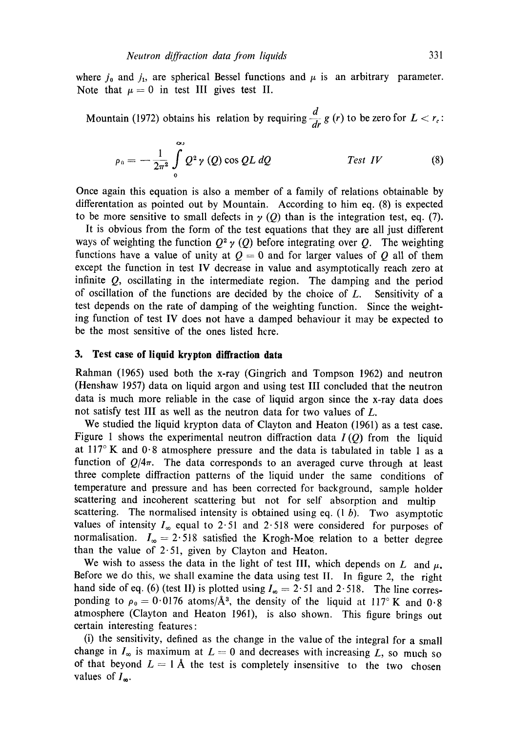where $j_0$ and $j_1$, are spherical Bessel functions and $\mu$ is an arbitrary parameter. Note that $\mu = 0$ in test III gives test II.

Mountain (1972) obtains his relation by requiring $\frac{d}{dr} g(r)$ to be zero for $L < r_c$:

$$\rho_0 = -\frac{1}{2\pi^2} \int_0^\infty Q^2 \gamma(Q) \cos QL \, dQ \qquad \textit{Test IV} \qquad (8)$$

Once again this equation is also a member of a family of relations obtainable by differentation as pointed out by Mountain. According to him eq. (8) is expected to be more sensitive to small defects in $\gamma(Q)$ than is the integration test, eq. (7).

It is obvious from the form of the test equations that they are all just different ways of weighting the function $Q^2 \gamma(Q)$ before integrating over $Q$. The weighting functions have a value of unity at $Q = 0$ and for larger values of $Q$ all of them except the function in test IV decrease in value and asymptotically reach zero at infinite $Q$, oscillating in the intermediate region. The damping and the period of oscillation of the functions are decided by the choice of $L$. Sensitivity of a test depends on the rate of damping of the weighting function. Since the weighting function of test IV does not have a damped behaviour it may be expected to be the most sensitive of the ones listed here.

## 3. Test case of liquid krypton diffraction data

Rahman (1965) used both the x-ray (Gingrich and Tompson 1962) and neutron (Henshaw 1957) data on liquid argon and using test III concluded that the neutron data is much more reliable in the case of liquid argon since the x-ray data does not satisfy test III as well as the neutron data for two values of $L$.

We studied the liquid krypton data of Clayton and Heaton (1961) as a test case. Figure 1 shows the experimental neutron diffraction data $I(Q)$ from the liquid at 117° K and 0·8 atmosphere pressure and the data is tabulated in table 1 as a function of $Q/4\pi$. The data corresponds to an averaged curve through at least three complete diffraction patterns of the liquid under the same conditions of temperature and pressure and has been corrected for background, sample holder scattering and incoherent scattering but not for self absorption and multip scattering. The normalised intensity is obtained using eq. (1 $b$). Two asymptotic values of intensity $I_\infty$ equal to 2·51 and 2·518 were considered for purposes of normalisation. $I_\infty = 2{\cdot}518$ satisfied the Krogh-Moe relation to a better degree than the value of 2·51, given by Clayton and Heaton.

We wish to assess the data in the light of test III, which depends on $L$ and $\mu$. Before we do this, we shall examine the data using test II. In figure 2, the right hand side of eq. (6) (test II) is plotted using $I_\infty = 2{\cdot}51$ and 2·518. The line corresponding to $\rho_0 = 0{\cdot}0176$ atoms/Å$^3$, the density of the liquid at 117° K and 0·8 atmosphere (Clayton and Heaton 1961), is also shown. This figure brings out certain interesting features:

(i) the sensitivity, defined as the change in the value of the integral for a small change in $I_\infty$ is maximum at $L = 0$ and decreases with increasing $L$, so much so of that beyond $L = 1$ Å the test is completely insensitive to the two chosen values of $I_\infty$.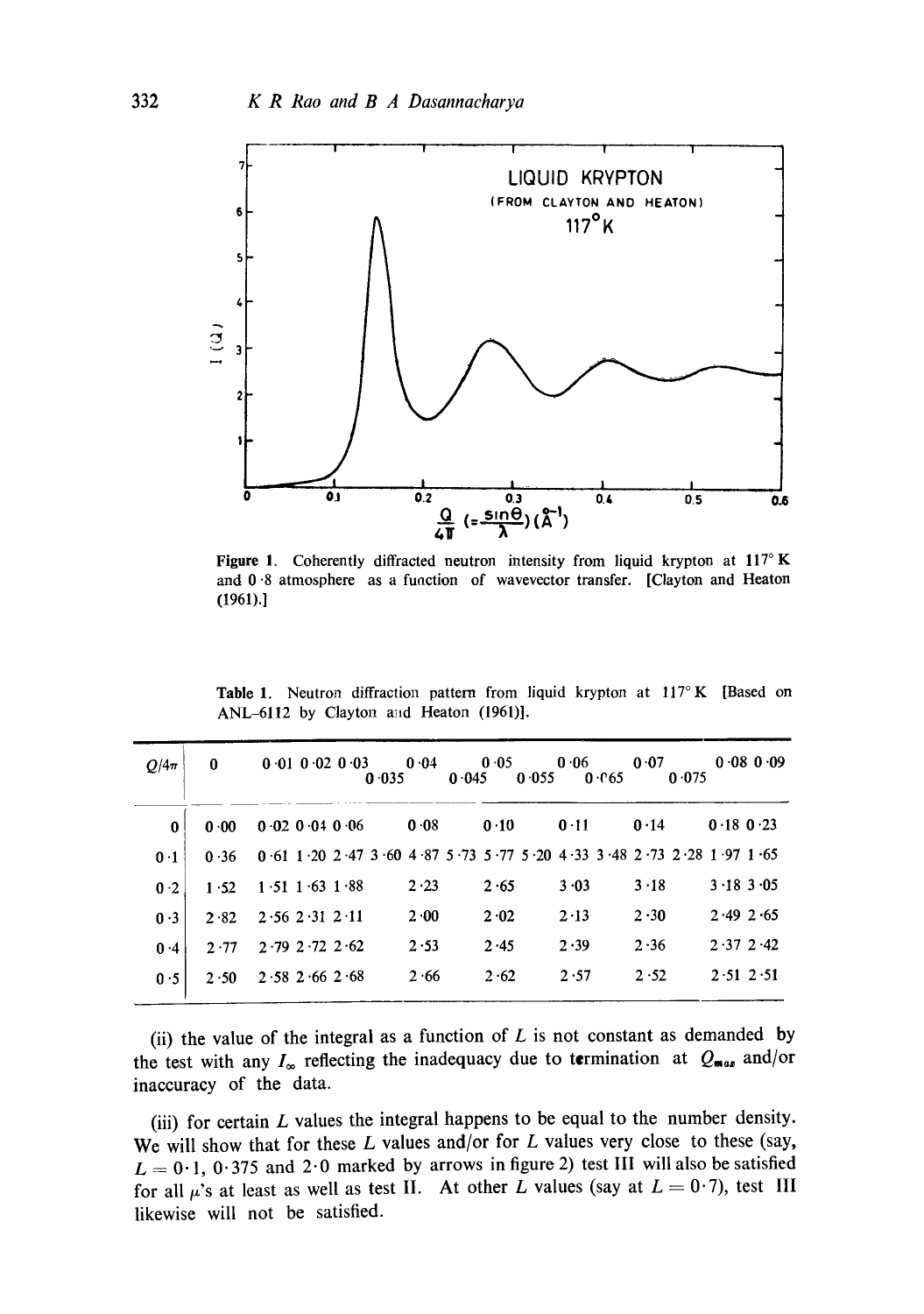Figure 1. Coherently diffracted neutron intensity from liquid krypton at 117° K and 0·8 atmosphere as a function of wavevector transfer. [Clayton and Heaton (1961).]

**Table 1.** Neutron diffraction pattern from liquid krypton at 117° K [Based on ANL–6112 by Clayton and Heaton (1961)].

| $Q/4\pi$ | 0 | 0·01 | 0·02 | 0·03 | 0·035 | 0·04 | 0·045 | 0·05 | 0·055 | 0·06 | 0·065 | 0·07 | 0·075 | 0·08 | 0·09 |
|---|---|---|---|---|---|---|---|---|---|---|---|---|---|---|---|
| 0 | 0·00 | 0·02 | 0·04 | 0·06 | | 0·08 | | 0·10 | | 0·11 | | 0·14 | | 0·18 | 0·23 |
| 0·1 | 0·36 | 0·61 | 1·20 | 2·47 | 3·60 | 4·87 | 5·73 | 5·77 | 5·20 | 4·33 | 3·48 | 2·73 | 2·28 | 1·97 | 1·65 |
| 0·2 | 1·52 | 1·51 | 1·63 | 1·88 | | 2·23 | | 2·65 | | 3·03 | | 3·18 | | 3·18 | 3·05 |
| 0·3 | 2·82 | 2·56 | 2·31 | 2·11 | | 2·00 | | 2·02 | | 2·13 | | 2·30 | | 2·49 | 2·65 |
| 0·4 | 2·77 | 2·79 | 2·72 | 2·62 | | 2·53 | | 2·45 | | 2·39 | | 2·36 | | 2·37 | 2·42 |
| 0·5 | 2·50 | 2·58 | 2·66 | 2·68 | | 2·66 | | 2·62 | | 2·57 | | 2·52 | | 2·51 | 2·51 |

(ii) the value of the integral as a function of $L$ is not constant as demanded by the test with any $I_\infty$ reflecting the inadequacy due to termination at $Q_{max}$ and/or inaccuracy of the data.

(iii) for certain $L$ values the integral happens to be equal to the number density. We will show that for these $L$ values and/or for $L$ values very close to these (say, $L = 0·1$, $0·375$ and $2·0$ marked by arrows in figure 2) test III will also be satisfied for all $\mu$'s at least as well as test II. At other $L$ values (say at $L = 0·7$), test III likewise will not be satisfied.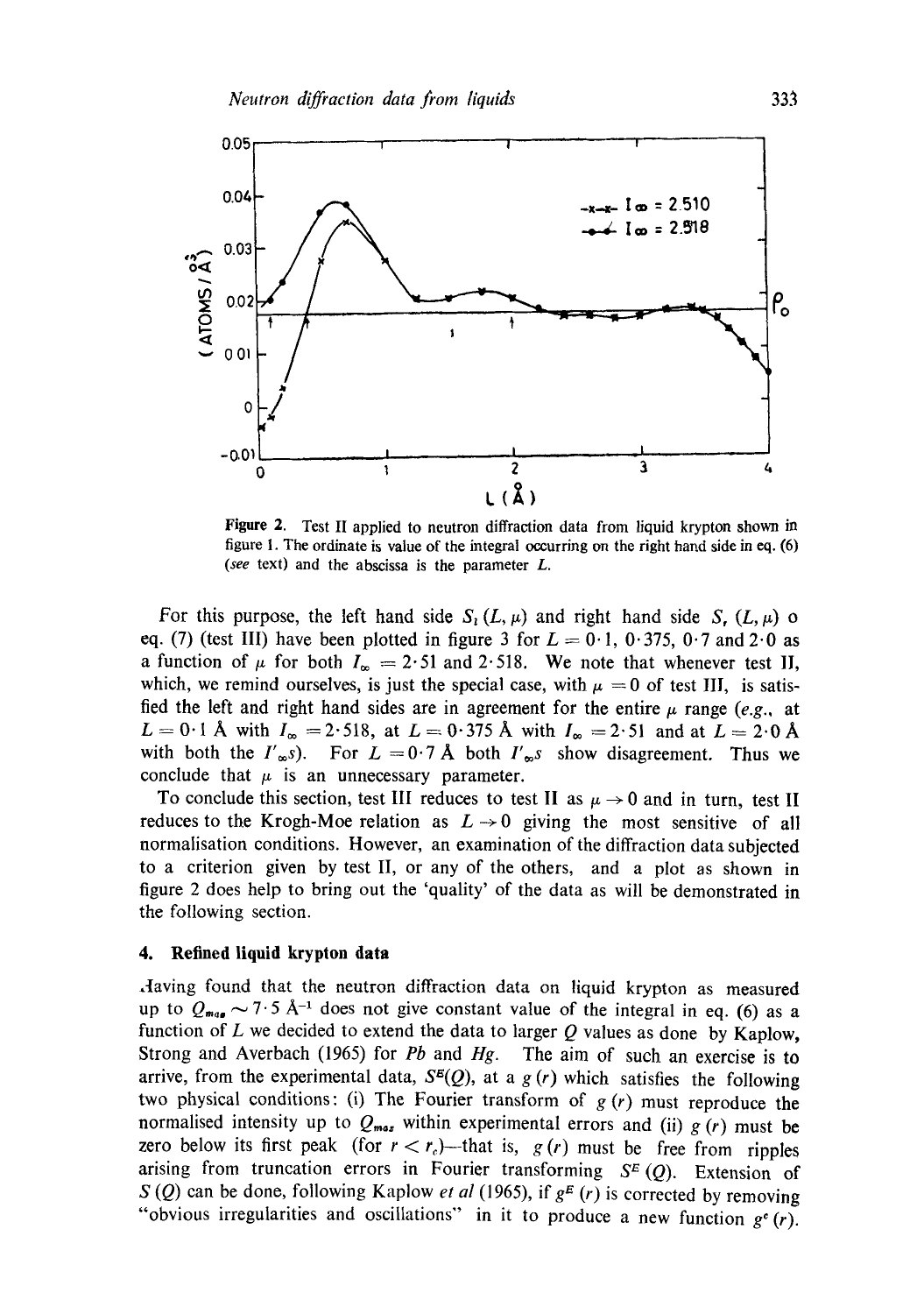**Figure 2.** Test II applied to neutron diffraction data from liquid krypton shown in figure 1. The ordinate is value of the integral occurring on the right hand side in eq. (6) (*see* text) and the abscissa is the parameter $L$.

For this purpose, the left hand side $S_l(L, \mu)$ and right hand side $S_r(L, \mu)$ o eq. (7) (test III) have been plotted in figure 3 for $L = 0{\cdot}1$, $0{\cdot}375$, $0{\cdot}7$ and $2{\cdot}0$ as a function of $\mu$ for both $I_\infty = 2{\cdot}51$ and $2{\cdot}518$. We note that whenever test II, which, we remind ourselves, is just the special case, with $\mu = 0$ of test III, is satisfied the left and right hand sides are in agreement for the entire $\mu$ range (*e.g.*, at $L = 0{\cdot}1$ Å with $I_\infty = 2{\cdot}518$, at $L = 0{\cdot}375$ Å with $I_\infty = 2{\cdot}51$ and at $L = 2{\cdot}0$ Å with both the $I'_\infty s$). For $L = 0{\cdot}7$ Å both $I'_\infty s$ show disagreement. Thus we conclude that $\mu$ is an unnecessary parameter.

To conclude this section, test III reduces to test II as $\mu \to 0$ and in turn, test II reduces to the Krogh-Moe relation as $L \to 0$ giving the most sensitive of all normalisation conditions. However, an examination of the diffraction data subjected to a criterion given by test II, or any of the others, and a plot as shown in figure 2 does help to bring out the 'quality' of the data as will be demonstrated in the following section.

## 4. Refined liquid krypton data

Having found that the neutron diffraction data on liquid krypton as measured up to $Q_{max} \sim 7{\cdot}5$ Å$^{-1}$ does not give constant value of the integral in eq. (6) as a function of $L$ we decided to extend the data to larger $Q$ values as done by Kaplow, Strong and Averbach (1965) for *Pb* and *Hg*. The aim of such an exercise is to arrive, from the experimental data, $S^E(Q)$, at a $g(r)$ which satisfies the following two physical conditions: (i) The Fourier transform of $g(r)$ must reproduce the normalised intensity up to $Q_{max}$ within experimental errors and (ii) $g(r)$ must be zero below its first peak (for $r < r_c$)—that is, $g(r)$ must be free from ripples arising from truncation errors in Fourier transforming $S^E(Q)$. Extension of $S(Q)$ can be done, following Kaplow *et al* (1965), if $g^E(r)$ is corrected by removing "obvious irregularities and oscillations" in it to produce a new function $g^c(r)$.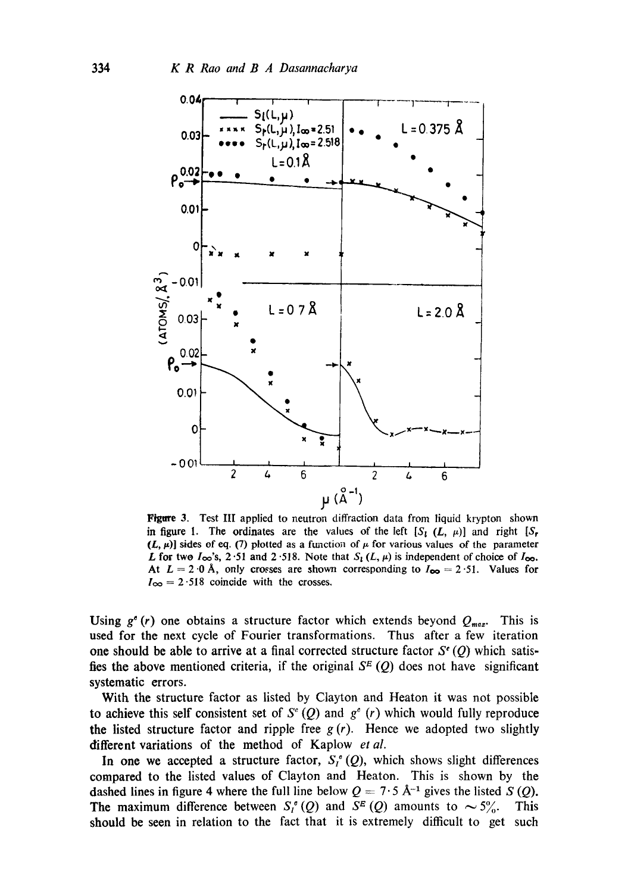Figure 3. Test III applied to neutron diffraction data from liquid krypton shown in figure 1. The ordinates are the values of the left [$S_l(L, \mu)$] and right [$S_r(L, \mu)$] sides of eq. (7) plotted as a function of $\mu$ for various values of the parameter $L$ for two $I_\infty$'s, 2·51 and 2·518. Note that $S_l(L, \mu)$ is independent of choice of $I_\infty$. At $L = 2·0$ Å, only crosses are shown corresponding to $I_\infty = 2·51$. Values for $I_\infty = 2·518$ coincide with the crosses.

Using $g^c(r)$ one obtains a structure factor which extends beyond $Q_{max}$. This is used for the next cycle of Fourier transformations. Thus after a few iteration one should be able to arrive at a final corrected structure factor $S^c(Q)$ which satisfies the above mentioned criteria, if the original $S^E(Q)$ does not have significant systematic errors.

With the structure factor as listed by Clayton and Heaton it was not possible to achieve this self consistent set of $S^c(Q)$ and $g^c(r)$ which would fully reproduce the listed structure factor and ripple free $g(r)$. Hence we adopted two slightly different variations of the method of Kaplow *et al.*

In one we accepted a structure factor, $S_I^c(Q)$, which shows slight differences compared to the listed values of Clayton and Heaton. This is shown by the dashed lines in figure 4 where the full line below $Q = 7·5$ Å$^{-1}$ gives the listed $S(Q)$. The maximum difference between $S_I^c(Q)$ and $S^E(Q)$ amounts to $\sim 5\%$. This should be seen in relation to the fact that it is extremely difficult to get such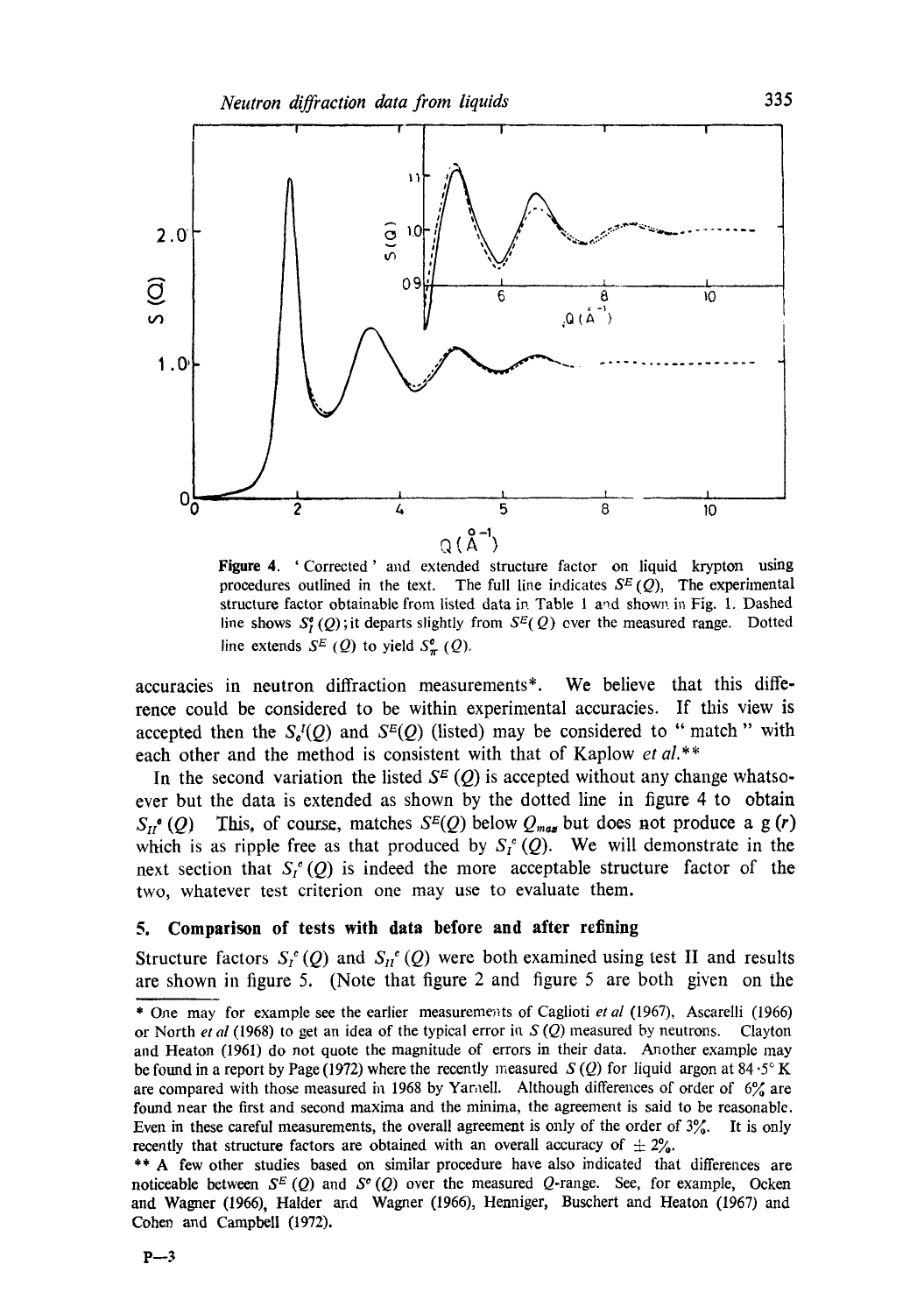**Figure 4.** ' Corrected ' and extended structure factor on liquid krypton using procedures outlined in the text. The full line indicates $S^E(Q)$, The experimental structure factor obtainable from listed data in Table 1 and shown in Fig. 1. Dashed line shows $S_I^e(Q)$; it departs slightly from $S^E(Q)$ over the measured range. Dotted line extends $S^E(Q)$ to yield $S_{II}^e(Q)$.

accuracies in neutron diffraction measurements*. We believe that this difference could be considered to be within experimental accuracies. If this view is accepted then the $S_e^I(Q)$ and $S^E(Q)$ (listed) may be considered to " match " with each other and the method is consistent with that of Kaplow *et al.*\*\*

In the second variation the listed $S^E(Q)$ is accepted without any change whatsoever but the data is extended as shown by the dotted line in figure 4 to obtain $S_{II}^e(Q)$ This, of course, matches $S^E(Q)$ below $Q_{max}$ but does not produce a $g(r)$ which is as ripple free as that produced by $S_I^e(Q)$. We will demonstrate in the next section that $S_I^e(Q)$ is indeed the more acceptable structure factor of the two, whatever test criterion one may use to evaluate them.

## 5. Comparison of tests with data before and after refining

Structure factors $S_I^e(Q)$ and $S_{II}^e(Q)$ were both examined using test II and results are shown in figure 5. (Note that figure 2 and figure 5 are both given on the

---

\* One may for example see the earlier measurements of Caglioti *et al* (1967), Ascarelli (1966) or North *et al* (1968) to get an idea of the typical error in $S(Q)$ measured by neutrons. Clayton and Heaton (1961) do not quote the magnitude of errors in their data. Another example may be found in a report by Page (1972) where the recently measured $S(Q)$ for liquid argon at 84·5° K are compared with those measured in 1968 by Yarnell. Although differences of order of 6% are found near the first and second maxima and the minima, the agreement is said to be reasonable. Even in these careful measurements, the overall agreement is only of the order of 3%. It is only recently that structure factors are obtained with an overall accuracy of ± 2%.

\*\* A few other studies based on similar procedure have also indicated that differences are noticeable between $S^E(Q)$ and $S^e(Q)$ over the measured $Q$-range. See, for example, Ocken and Wagner (1966), Halder and Wagner (1966), Henniger, Buschert and Heaton (1967) and Cohen and Campbell (1972).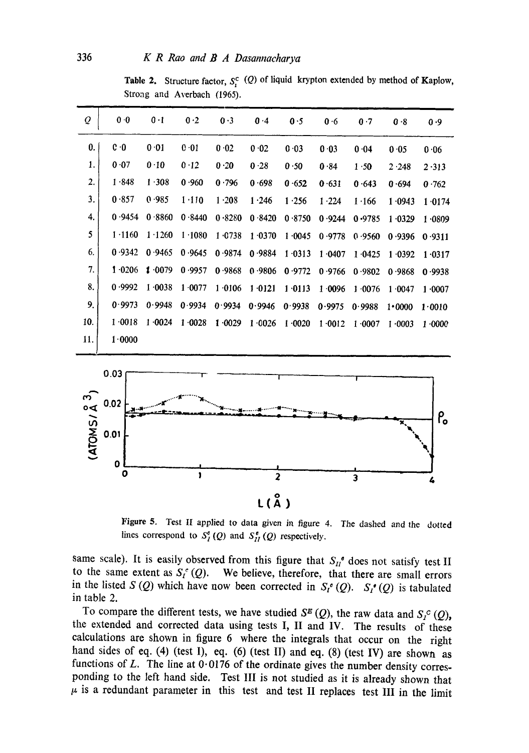**Table 2.** Structure factor, $S_I^c(Q)$ of liquid krypton extended by method of Kaplow, Strong and Averbach (1965).

| $Q$ | 0·0 | 0·1 | 0·2 | 0·3 | 0·4 | 0·5 | 0·6 | 0·7 | 0·8 | 0·9 |
|---|---|---|---|---|---|---|---|---|---|---|
| 0. | 0·0 | 0·01 | 0·01 | 0·02 | 0·02 | 0·03 | 0·03 | 0·04 | 0·05 | 0·06 |
| 1. | 0·07 | 0·10 | 0·12 | 0·20 | 0·28 | 0·50 | 0·84 | 1·50 | 2·248 | 2·313 |
| 2. | 1·848 | 1·308 | 0·960 | 0·796 | 0·698 | 0·652 | 0·631 | 0·643 | 0·694 | 0·762 |
| 3. | 0·857 | 0·985 | 1·110 | 1·208 | 1·246 | 1·256 | 1·224 | 1·166 | 1·0943 | 1·0174 |
| 4. | 0·9454 | 0·8860 | 0·8440 | 0·8280 | 0·8420 | 0·8750 | 0·9244 | 0·9785 | 1·0329 | 1·0809 |
| 5 | 1·1160 | 1·1260 | 1·1080 | 1·0738 | 1·0370 | 1·0045 | 0·9778 | 0·9560 | 0·9396 | 0·9311 |
| 6. | 0·9342 | 0·9465 | 0·9645 | 0·9874 | 0·9884 | 1·0313 | 1·0407 | 1·0425 | 1·0392 | 1·0317 |
| 7. | 1·0206 | 1·0079 | 0·9957 | 0·9868 | 0·9806 | 0·9772 | 0·9766 | 0·9802 | 0·9868 | 0·9938 |
| 8. | 0·9992 | 1·0038 | 1·0077 | 1·0106 | 1·0121 | 1·0113 | 1·0096 | 1·0076 | 1·0047 | 1·0007 |
| 9. | 0·9973 | 0·9948 | 0·9934 | 0·9934 | 0·9946 | 0·9938 | 0·9975 | 0·9988 | 1·0000 | 1·0010 |
| 10. | 1·0018 | 1·0024 | 1·0028 | 1·0029 | 1·0026 | 1·0020 | 1·0012 | 1·0007 | 1·0003 | 1·0000 |
| 11. | 1·0000 | | | | | | | | | |

**Figure 5.** Test II applied to data given in figure 4. The dashed and the dotted lines correspond to $S_I^c(Q)$ and $S_{II}^e(Q)$ respectively.

same scale). It is easily observed from this figure that $S_{II}^e$ does not satisfy test II to the same extent as $S_I^c(Q)$. We believe, therefore, that there are small errors in the listed $S(Q)$ which have now been corrected in $S_I^c(Q)$. $S_I^c(Q)$ is tabulated in table 2.

To compare the different tests, we have studied $S^E(Q)$, the raw data and $S_I^c(Q)$, the extended and corrected data using tests I, II and IV. The results of these calculations are shown in figure 6 where the integrals that occur on the right hand sides of eq. (4) (test I), eq. (6) (test II) and eq. (8) (test IV) are shown as functions of $L$. The line at 0·0176 of the ordinate gives the number density corresponding to the left hand side. Test III is not studied as it is already shown that $\mu$ is a redundant parameter in this test and test II replaces test III in the limit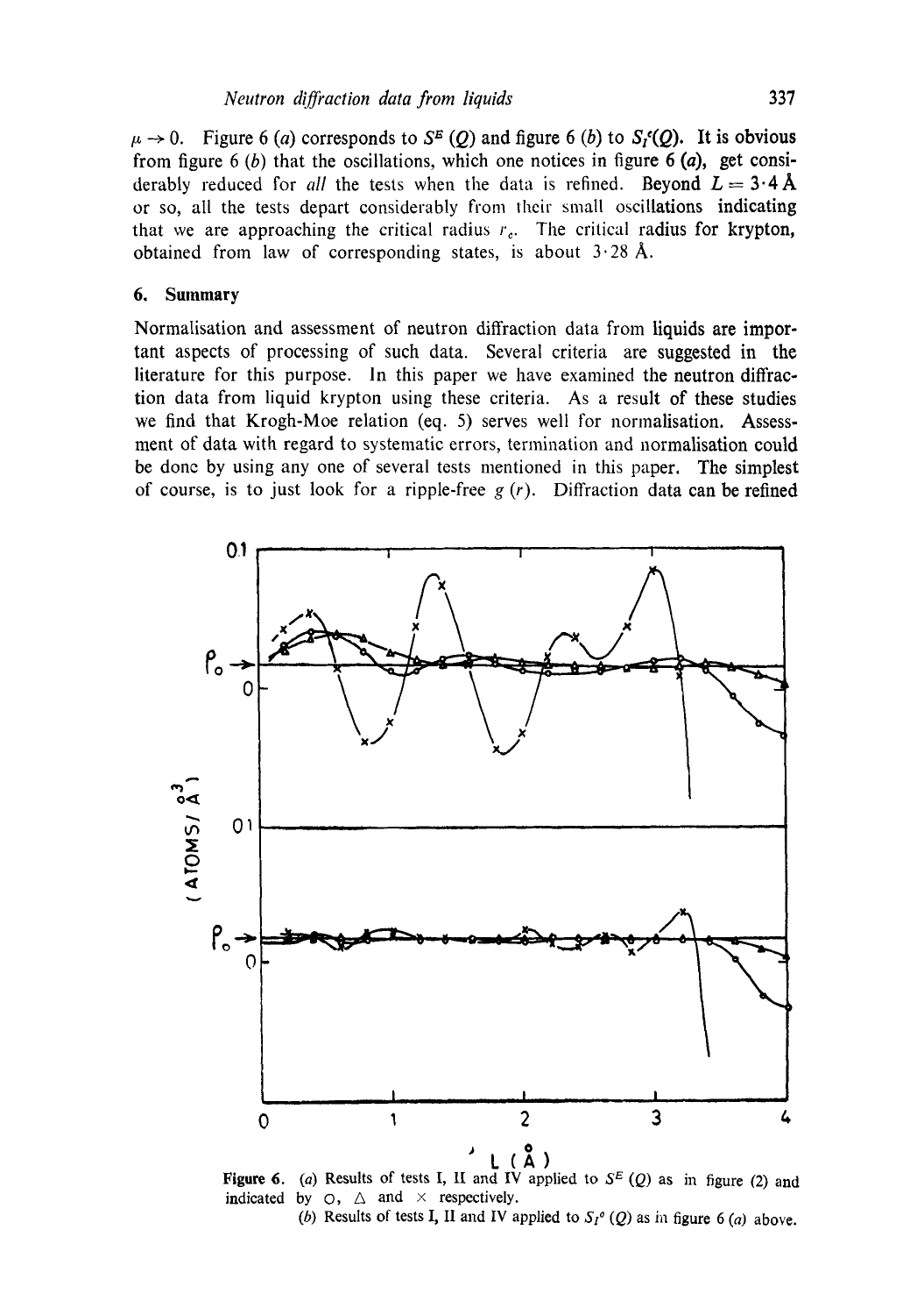$\mu \rightarrow 0$. Figure 6 (*a*) corresponds to $S^E(Q)$ and figure 6 (*b*) to $S_I^c(Q)$. It is obvious from figure 6 (*b*) that the oscillations, which one notices in figure 6 (*a*), get considerably reduced for *all* the tests when the data is refined. Beyond $L = 3 \cdot 4$ Å or so, all the tests depart considerably from their small oscillations indicating that we are approaching the critical radius $r_c$. The critical radius for krypton, obtained from law of corresponding states, is about 3·28 Å.

## 6. Summary

Normalisation and assessment of neutron diffraction data from liquids are important aspects of processing of such data. Several criteria are suggested in the literature for this purpose. In this paper we have examined the neutron diffraction data from liquid krypton using these criteria. As a result of these studies we find that Krogh-Moe relation (eq. 5) serves well for normalisation. Assessment of data with regard to systematic errors, termination and normalisation could be done by using any one of several tests mentioned in this paper. The simplest of course, is to just look for a ripple-free $g(r)$. Diffraction data can be refined

**Figure 6.** (*a*) Results of tests I, II and IV applied to $S^E(Q)$ as in figure (2) and indicated by ○, △ and × respectively.
(*b*) Results of tests I, II and IV applied to $S_I^c(Q)$ as in figure 6 (*a*) above.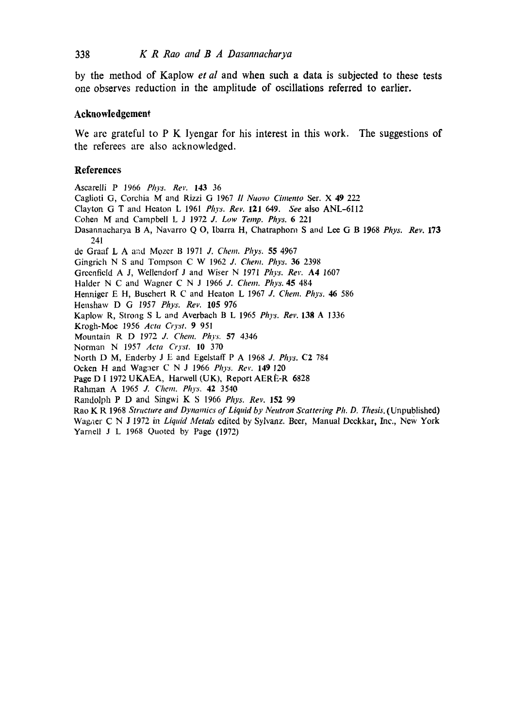by the method of Kaplow *et al* and when such a data is subjected to these tests one observes reduction in the amplitude of oscillations referred to earlier.

## Acknowledgement

We are grateful to P K Iyengar for his interest in this work. The suggestions of the referees are also acknowledged.

## References

Ascarelli P 1966 *Phys. Rev.* **143** 36
Caglioti G, Corchia M and Rizzi G 1967 *Il Nuovo Cimento* Ser. X **49** 222
Clayton G T and Heaton L 1961 *Phys. Rev.* **121** 649. *See* also ANL–6112
Cohen M and Campbell L J 1972 *J. Low Temp. Phys.* **6** 221
Dasannacharya B A, Navarro Q O, Ibarra H, Chatraphorn S and Lee G B 1968 *Phys. Rev.* **173** 241
de Graaf L A and Mozer B 1971 *J. Chem. Phys.* **55** 4967
Gingrich N S and Tompson C W 1962 *J. Chem. Phys.* **36** 2398
Greenfield A J, Wellendorf J and Wiser N 1971 *Phys. Rev.* **A4** 1607
Halder N C and Wagner C N J 1966 *J. Chem. Phys.* **45** 484
Henniger E H, Buschert R C and Heaton L 1967 *J. Chem. Phys.* **46** 586
Henshaw D G 1957 *Phys. Rev.* **105** 976
Kaplow R, Strong S L and Averbach B L 1965 *Phys. Rev.* **138** A 1336
Krogh-Moe 1956 *Acta Cryst.* **9** 951
Mountain R D 1972 *J. Chem. Phys.* **57** 4346
Norman N 1957 *Acta Cryst.* **10** 370
North D M, Enderby J E and Egelstaff P A 1968 *J. Phys.* **C2** 784
Ocken H and Wagner C N J 1966 *Phys. Rev.* **149** 120
Page D I 1972 UKAEA, Harwell (UK), Report AERE-R 6828
Rahman A 1965 *J. Chem. Phys.* **42** 3540
Randolph P D and Singwi K S 1966 *Phys. Rev.* **152** 99
Rao K R 1968 *Structure and Dynamics of Liquid by Neutron Scattering Ph. D. Thesis.* (Unpublished)
Wagner C N J 1972 in *Liquid Metals* edited by Sylvanz. Beer, Manual Deckkar, Inc., New York
Yarnell J L 1968 Quoted by Page (1972)